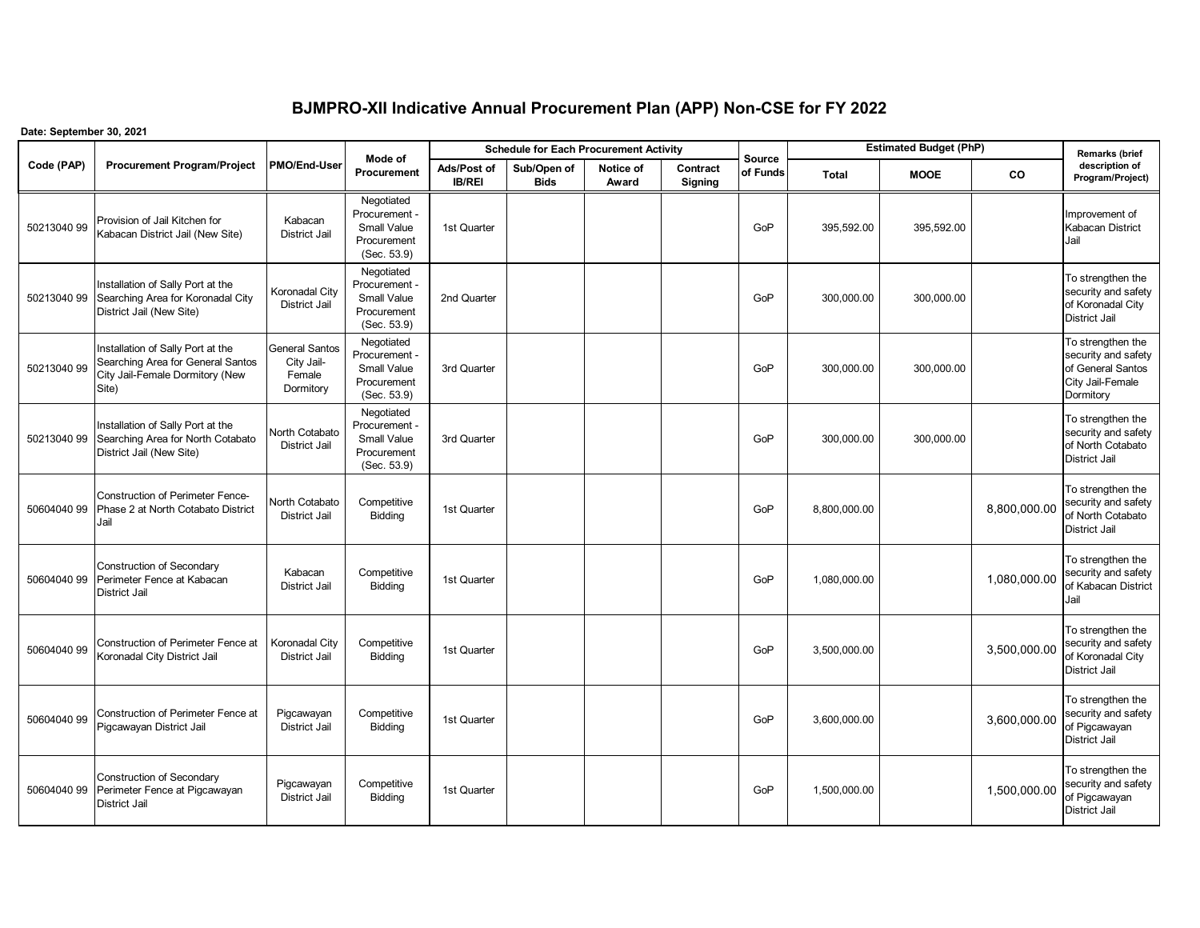# BJMPRO-XII Indicative Annual Procurement Plan (APP) Non-CSE for FY 2022

**Date: September 30, 2021**

| Code (PAP) | Procurement Program/Project | PMO/End-User | Mode of Procurement | Schedule for Each Procurement Activity | | | | Source of Funds | Estimated Budget (PhP) | | | Remarks (brief description of Program/Project) |
|---|---|---|---|---|---|---|---|---|---|---|---|---|
| | | | | Ads/Post of IB/REI | Sub/Open of Bids | Notice of Award | Contract Signing | | Total | MOOE | CO | |
| 50213040 99 | Provision of Jail Kitchen for Kabacan District Jail (New Site) | Kabacan District Jail | Negotiated Procurement - Small Value Procurement (Sec. 53.9) | 1st Quarter | | | | GoP | 395,592.00 | 395,592.00 | | Improvement of Kabacan District Jail |
| 50213040 99 | Installation of Sally Port at the Searching Area for Koronadal City District Jail (New Site) | Koronadal City District Jail | Negotiated Procurement - Small Value Procurement (Sec. 53.9) | 2nd Quarter | | | | GoP | 300,000.00 | 300,000.00 | | To strengthen the security and safety of Koronadal City District Jail |
| 50213040 99 | Installation of Sally Port at the Searching Area for General Santos City Jail-Female Dormitory (New Site) | General Santos City Jail-Female Dormitory | Negotiated Procurement - Small Value Procurement (Sec. 53.9) | 3rd Quarter | | | | GoP | 300,000.00 | 300,000.00 | | To strengthen the security and safety of General Santos City Jail-Female Dormitory |
| 50213040 99 | Installation of Sally Port at the Searching Area for North Cotabato District Jail (New Site) | North Cotabato District Jail | Negotiated Procurement - Small Value Procurement (Sec. 53.9) | 3rd Quarter | | | | GoP | 300,000.00 | 300,000.00 | | To strengthen the security and safety of North Cotabato District Jail |
| 50604040 99 | Construction of Perimeter Fence-Phase 2 at North Cotabato District Jail | North Cotabato District Jail | Competitive Bidding | 1st Quarter | | | | GoP | 8,800,000.00 | | 8,800,000.00 | To strengthen the security and safety of North Cotabato District Jail |
| 50604040 99 | Construction of Secondary Perimeter Fence at Kabacan District Jail | Kabacan District Jail | Competitive Bidding | 1st Quarter | | | | GoP | 1,080,000.00 | | 1,080,000.00 | To strengthen the security and safety of Kabacan District Jail |
| 50604040 99 | Construction of Perimeter Fence at Koronadal City District Jail | Koronadal City District Jail | Competitive Bidding | 1st Quarter | | | | GoP | 3,500,000.00 | | 3,500,000.00 | To strengthen the security and safety of Koronadal City District Jail |
| 50604040 99 | Construction of Perimeter Fence at Pigcawayan District Jail | Pigcawayan District Jail | Competitive Bidding | 1st Quarter | | | | GoP | 3,600,000.00 | | 3,600,000.00 | To strengthen the security and safety of Pigcawayan District Jail |
| 50604040 99 | Construction of Secondary Perimeter Fence at Pigcawayan District Jail | Pigcawayan District Jail | Competitive Bidding | 1st Quarter | | | | GoP | 1,500,000.00 | | 1,500,000.00 | To strengthen the security and safety of Pigcawayan District Jail |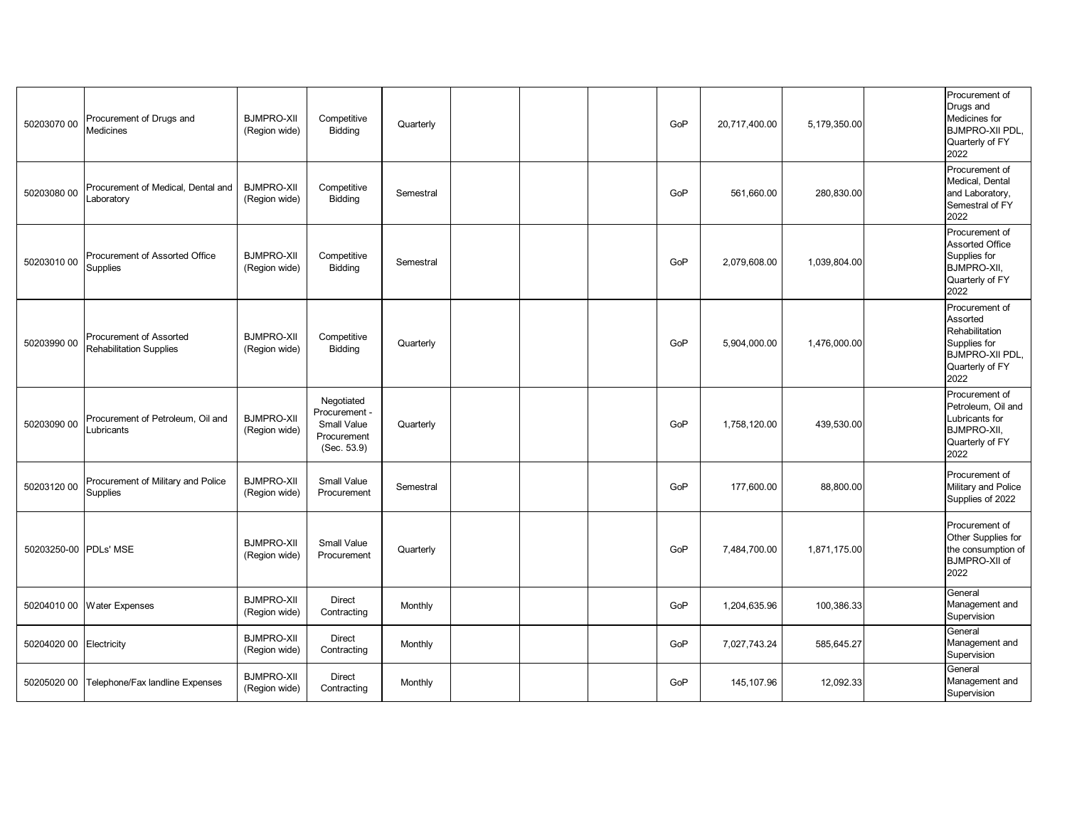| | | | | | | | | | | | | |
|---|---|---|---|---|---|---|---|---|---|---|---|---|
| 50203070 00 | Procurement of Drugs and Medicines | BJMPRO-XII (Region wide) | Competitive Bidding | Quarterly | | | | GoP | 20,717,400.00 | 5,179,350.00 | | Procurement of Drugs and Medicines for BJMPRO-XII PDL, Quarterly of FY 2022 |
| 50203080 00 | Procurement of Medical, Dental and Laboratory | BJMPRO-XII (Region wide) | Competitive Bidding | Semestral | | | | GoP | 561,660.00 | 280,830.00 | | Procurement of Medical, Dental and Laboratory, Semestral of FY 2022 |
| 50203010 00 | Procurement of Assorted Office Supplies | BJMPRO-XII (Region wide) | Competitive Bidding | Semestral | | | | GoP | 2,079,608.00 | 1,039,804.00 | | Procurement of Assorted Office Supplies for BJMPRO-XII, Quarterly of FY 2022 |
| 50203990 00 | Procurement of Assorted Rehabilitation Supplies | BJMPRO-XII (Region wide) | Competitive Bidding | Quarterly | | | | GoP | 5,904,000.00 | 1,476,000.00 | | Procurement of Assorted Rehabilitation Supplies for BJMPRO-XII PDL, Quarterly of FY 2022 |
| 50203090 00 | Procurement of Petroleum, Oil and Lubricants | BJMPRO-XII (Region wide) | Negotiated Procurement - Small Value Procurement (Sec. 53.9) | Quarterly | | | | GoP | 1,758,120.00 | 439,530.00 | | Procurement of Petroleum, Oil and Lubricants for BJMPRO-XII, Quarterly of FY 2022 |
| 50203120 00 | Procurement of Military and Police Supplies | BJMPRO-XII (Region wide) | Small Value Procurement | Semestral | | | | GoP | 177,600.00 | 88,800.00 | | Procurement of Military and Police Supplies of 2022 |
| 50203250-00 | PDLs' MSE | BJMPRO-XII (Region wide) | Small Value Procurement | Quarterly | | | | GoP | 7,484,700.00 | 1,871,175.00 | | Procurement of Other Supplies for the consumption of BJMPRO-XII of 2022 |
| 50204010 00 | Water Expenses | BJMPRO-XII (Region wide) | Direct Contracting | Monthly | | | | GoP | 1,204,635.96 | 100,386.33 | | General Management and Supervision |
| 50204020 00 | Electricity | BJMPRO-XII (Region wide) | Direct Contracting | Monthly | | | | GoP | 7,027,743.24 | 585,645.27 | | General Management and Supervision |
| 50205020 00 | Telephone/Fax landline Expenses | BJMPRO-XII (Region wide) | Direct Contracting | Monthly | | | | GoP | 145,107.96 | 12,092.33 | | General Management and Supervision |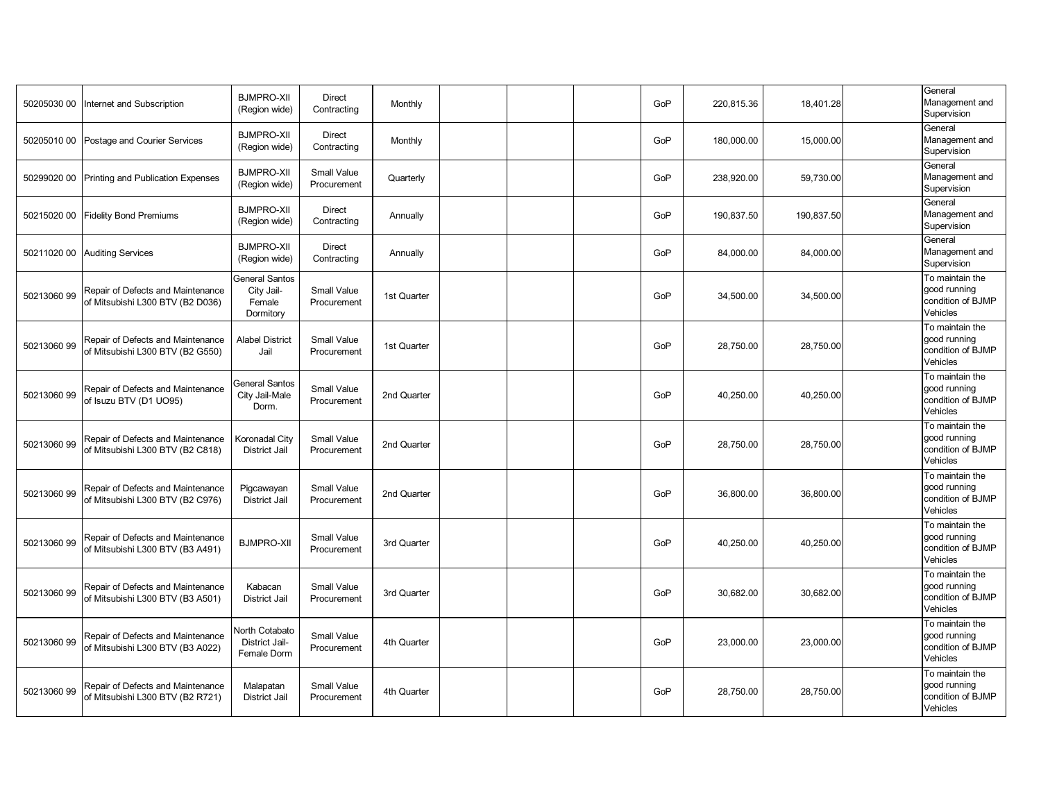| | | | | | | | | | | | | |
|---|---|---|---|---|---|---|---|---|---|---|---|---|
| 50205030 00 | Internet and Subscription | BJMPRO-XII (Region wide) | Direct Contracting | Monthly | | | | GoP | 220,815.36 | 18,401.28 | | General Management and Supervision |
| 50205010 00 | Postage and Courier Services | BJMPRO-XII (Region wide) | Direct Contracting | Monthly | | | | GoP | 180,000.00 | 15,000.00 | | General Management and Supervision |
| 50299020 00 | Printing and Publication Expenses | BJMPRO-XII (Region wide) | Small Value Procurement | Quarterly | | | | GoP | 238,920.00 | 59,730.00 | | General Management and Supervision |
| 50215020 00 | Fidelity Bond Premiums | BJMPRO-XII (Region wide) | Direct Contracting | Annually | | | | GoP | 190,837.50 | 190,837.50 | | General Management and Supervision |
| 50211020 00 | Auditing Services | BJMPRO-XII (Region wide) | Direct Contracting | Annually | | | | GoP | 84,000.00 | 84,000.00 | | General Management and Supervision |
| 50213060 99 | Repair of Defects and Maintenance of Mitsubishi L300 BTV (B2 D036) | General Santos City Jail-Female Dormitory | Small Value Procurement | 1st Quarter | | | | GoP | 34,500.00 | 34,500.00 | | To maintain the good running condition of BJMP Vehicles |
| 50213060 99 | Repair of Defects and Maintenance of Mitsubishi L300 BTV (B2 G550) | Alabel District Jail | Small Value Procurement | 1st Quarter | | | | GoP | 28,750.00 | 28,750.00 | | To maintain the good running condition of BJMP Vehicles |
| 50213060 99 | Repair of Defects and Maintenance of Isuzu BTV (D1 UO95) | General Santos City Jail-Male Dorm. | Small Value Procurement | 2nd Quarter | | | | GoP | 40,250.00 | 40,250.00 | | To maintain the good running condition of BJMP Vehicles |
| 50213060 99 | Repair of Defects and Maintenance of Mitsubishi L300 BTV (B2 C818) | Koronadal City District Jail | Small Value Procurement | 2nd Quarter | | | | GoP | 28,750.00 | 28,750.00 | | To maintain the good running condition of BJMP Vehicles |
| 50213060 99 | Repair of Defects and Maintenance of Mitsubishi L300 BTV (B2 C976) | Pigcawayan District Jail | Small Value Procurement | 2nd Quarter | | | | GoP | 36,800.00 | 36,800.00 | | To maintain the good running condition of BJMP Vehicles |
| 50213060 99 | Repair of Defects and Maintenance of Mitsubishi L300 BTV (B3 A491) | BJMPRO-XII | Small Value Procurement | 3rd Quarter | | | | GoP | 40,250.00 | 40,250.00 | | To maintain the good running condition of BJMP Vehicles |
| 50213060 99 | Repair of Defects and Maintenance of Mitsubishi L300 BTV (B3 A501) | Kabacan District Jail | Small Value Procurement | 3rd Quarter | | | | GoP | 30,682.00 | 30,682.00 | | To maintain the good running condition of BJMP Vehicles |
| 50213060 99 | Repair of Defects and Maintenance of Mitsubishi L300 BTV (B3 A022) | North Cotabato District Jail-Female Dorm | Small Value Procurement | 4th Quarter | | | | GoP | 23,000.00 | 23,000.00 | | To maintain the good running condition of BJMP Vehicles |
| 50213060 99 | Repair of Defects and Maintenance of Mitsubishi L300 BTV (B2 R721) | Malapatan District Jail | Small Value Procurement | 4th Quarter | | | | GoP | 28,750.00 | 28,750.00 | | To maintain the good running condition of BJMP Vehicles |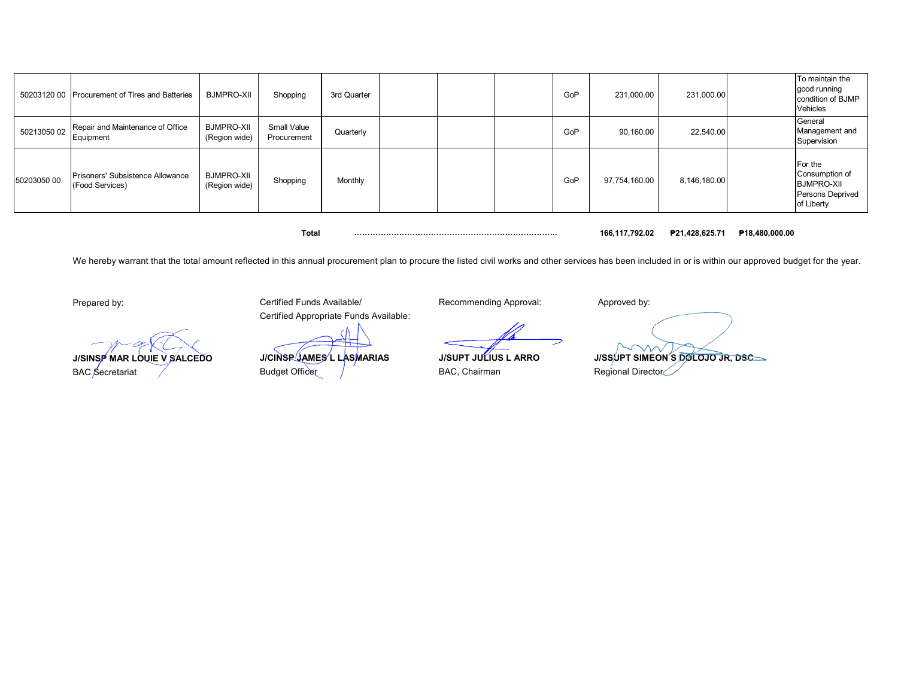| | | | | | | | | | | | | |
|---|---|---|---|---|---|---|---|---|---|---|---|---|
| 50203120 00 | Procurement of Tires and Batteries | BJMPRO-XII | Shopping | 3rd Quarter | | | | GoP | 231,000.00 | 231,000.00 | | To maintain the good running condition of BJMP Vehicles |
| 50213050 02 | Repair and Maintenance of Office Equipment | BJMPRO-XII (Region wide) | Small Value Procurement | Quarterly | | | | GoP | 90,160.00 | 22,540.00 | | General Management and Supervision |
| 50203050 00 | Prisoners' Subsistence Allowance (Food Services) | BJMPRO-XII (Region wide) | Shopping | Monthly | | | | GoP | 97,754,160.00 | 8,146,180.00 | | For the Consumption of BJMPRO-XII Persons Deprived of Liberty |
| | | | **Total** | | **……………………………………………………………………..** | | | | **166,117,792.02** | **₱21,428,625.71** | **₱18,480,000.00** | |

We hereby warrant that the total amount reflected in this annual procurement plan to procure the listed civil works and other services has been included in or is within our approved budget for the year.

| Prepared by: | Certified Funds Available/ Certified Appropriate Funds Available: | Recommending Approval: | Approved by: |
|---|---|---|---|
| **J/SINSP MAR LOUIE V SALCEDO** | **J/CINSP JAMES L LASMARIAS** | **J/SUPT JULIUS L ARRO** | **J/SSUPT SIMEON S DOLOJO JR, DSC** |
| BAC Secretariat | Budget Officer | BAC, Chairman | Regional Director |